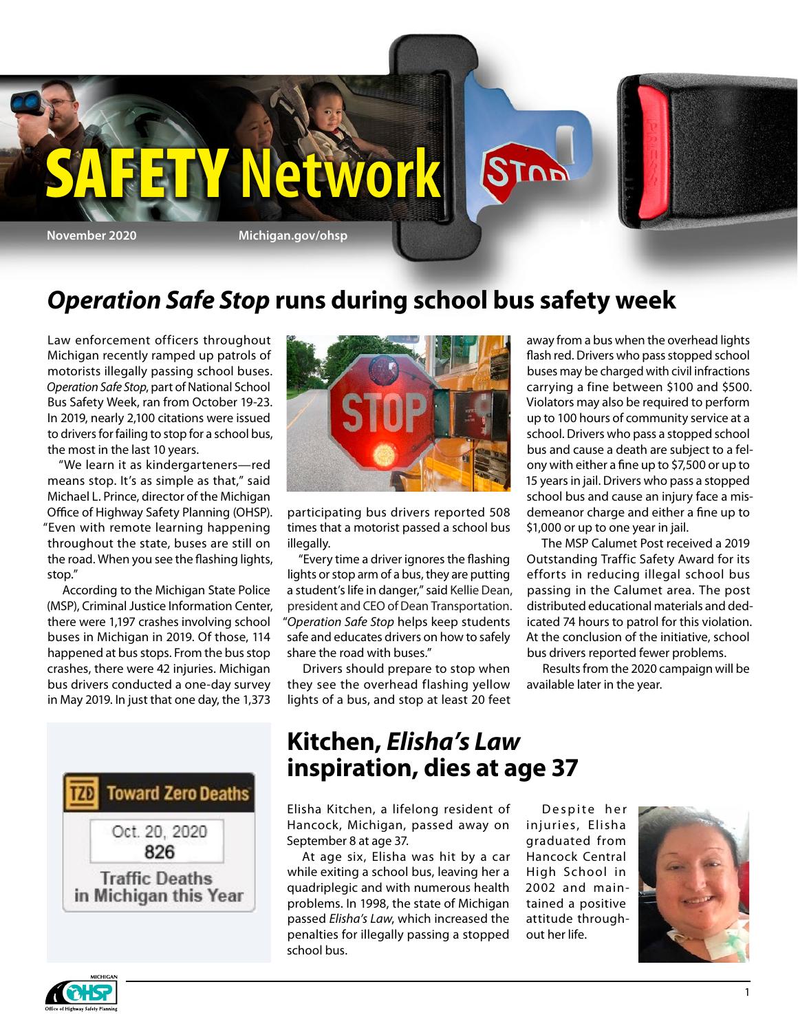# SAFETY Network

November 2020 Michigan.gov/ohsp

## *Operation Safe Stop* runs during school bus safety week

Law enforcement officers throughout Michigan recently ramped up patrols of motorists illegally passing school buses. *Operation Safe Stop*, part of National School Bus Safety Week, ran from October 19-23. In 2019, nearly 2,100 citations were issued to drivers for failing to stop for a school bus, the most in the last 10 years.

"We learn it as kindergarteners—red means stop. It's as simple as that," said Michael L. Prince, director of the Michigan Office of Highway Safety Planning (OHSP). "Even with remote learning happening throughout the state, buses are still on the road. When you see the flashing lights, stop."

According to the Michigan State Police (MSP), Criminal Justice Information Center, there were 1,197 crashes involving school buses in Michigan in 2019. Of those, 114 happened at bus stops. From the bus stop crashes, there were 42 injuries. Michigan bus drivers conducted a one-day survey in May 2019. In just that one day, the 1,373 participating bus drivers reported 508 times that a motorist passed a school bus illegally.

"Every time a driver ignores the flashing lights or stop arm of a bus, they are putting a student's life in danger," said Kellie Dean, president and CEO of Dean Transportation. "*Operation Safe Stop* helps keep students safe and educates drivers on how to safely share the road with buses."

Drivers should prepare to stop when they see the overhead flashing yellow lights of a bus, and stop at least 20 feet away from a bus when the overhead lights flash red. Drivers who pass stopped school buses may be charged with civil infractions carrying a fine between $100 and $500. Violators may also be required to perform up to 100 hours of community service at a school. Drivers who pass a stopped school bus and cause a death are subject to a felony with either a fine up to $7,500 or up to 15 years in jail. Drivers who pass a stopped school bus and cause an injury face a misdemeanor charge and either a fine up to $1,000 or up to one year in jail.

The MSP Calumet Post received a 2019 Outstanding Traffic Safety Award for its efforts in reducing illegal school bus passing in the Calumet area. The post distributed educational materials and dedicated 74 hours to patrol for this violation. At the conclusion of the initiative, school bus drivers reported fewer problems.

Results from the 2020 campaign will be available later in the year.

**Toward Zero Deaths**

Oct. 20, 2020
**826**
Traffic Deaths in Michigan this Year

## Kitchen, *Elisha's Law* inspiration, dies at age 37

Elisha Kitchen, a lifelong resident of Hancock, Michigan, passed away on September 8 at age 37.

At age six, Elisha was hit by a car while exiting a school bus, leaving her a quadriplegic and with numerous health problems. In 1998, the state of Michigan passed *Elisha's Law*, which increased the penalties for illegally passing a stopped school bus.

Despite her injuries, Elisha graduated from Hancock Central High School in 2002 and maintained a positive attitude throughout her life.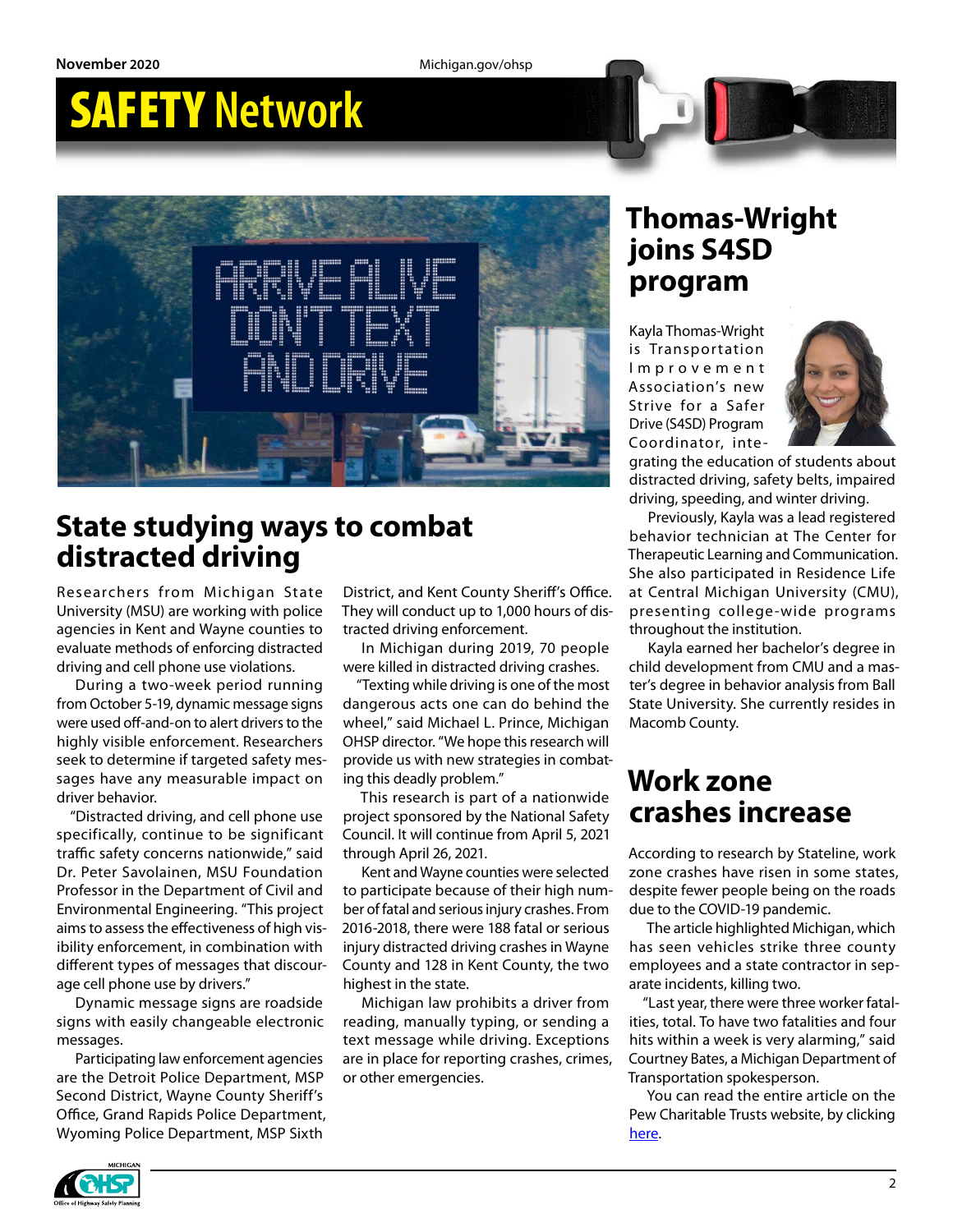# SAFETY Network

## State studying ways to combat distracted driving

Researchers from Michigan State University (MSU) are working with police agencies in Kent and Wayne counties to evaluate methods of enforcing distracted driving and cell phone use violations.

During a two-week period running from October 5-19, dynamic message signs were used off-and-on to alert drivers to the highly visible enforcement. Researchers seek to determine if targeted safety messages have any measurable impact on driver behavior.

"Distracted driving, and cell phone use specifically, continue to be significant traffic safety concerns nationwide," said Dr. Peter Savolainen, MSU Foundation Professor in the Department of Civil and Environmental Engineering. "This project aims to assess the effectiveness of high visibility enforcement, in combination with different types of messages that discourage cell phone use by drivers."

Dynamic message signs are roadside signs with easily changeable electronic messages.

Participating law enforcement agencies are the Detroit Police Department, MSP Second District, Wayne County Sheriff's Office, Grand Rapids Police Department, Wyoming Police Department, MSP Sixth District, and Kent County Sheriff's Office. They will conduct up to 1,000 hours of distracted driving enforcement.

In Michigan during 2019, 70 people were killed in distracted driving crashes.

"Texting while driving is one of the most dangerous acts one can do behind the wheel," said Michael L. Prince, Michigan OHSP director. "We hope this research will provide us with new strategies in combating this deadly problem."

This research is part of a nationwide project sponsored by the National Safety Council. It will continue from April 5, 2021 through April 26, 2021.

Kent and Wayne counties were selected to participate because of their high number of fatal and serious injury crashes. From 2016-2018, there were 188 fatal or serious injury distracted driving crashes in Wayne County and 128 in Kent County, the two highest in the state.

Michigan law prohibits a driver from reading, manually typing, or sending a text message while driving. Exceptions are in place for reporting crashes, crimes, or other emergencies.

## Thomas-Wright joins S4SD program

Kayla Thomas-Wright is Transportation Improvement Association's new Strive for a Safer Drive (S4SD) Program Coordinator, integrating the education of students about distracted driving, safety belts, impaired driving, speeding, and winter driving.

Previously, Kayla was a lead registered behavior technician at The Center for Therapeutic Learning and Communication. She also participated in Residence Life at Central Michigan University (CMU), presenting college-wide programs throughout the institution.

Kayla earned her bachelor's degree in child development from CMU and a master's degree in behavior analysis from Ball State University. She currently resides in Macomb County.

## Work zone crashes increase

According to research by Stateline, work zone crashes have risen in some states, despite fewer people being on the roads due to the COVID-19 pandemic.

The article highlighted Michigan, which has seen vehicles strike three county employees and a state contractor in separate incidents, killing two.

"Last year, there were three worker fatalities, total. To have two fatalities and four hits within a week is very alarming," said Courtney Bates, a Michigan Department of Transportation spokesperson.

You can read the entire article on the Pew Charitable Trusts website, by clicking here.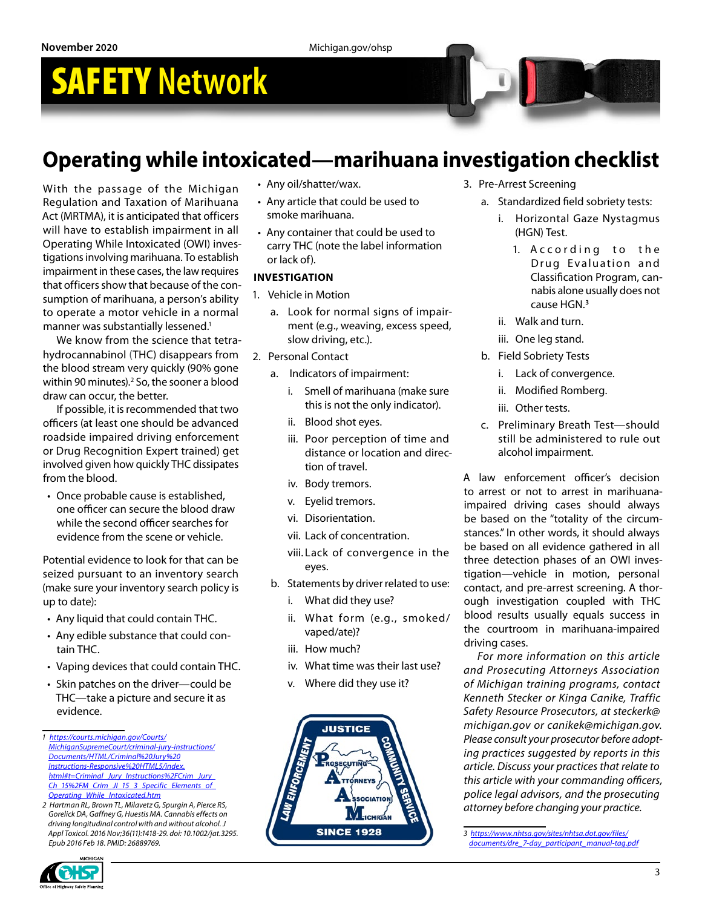# Operating while intoxicated—marihuana investigation checklist

With the passage of the Michigan Regulation and Taxation of Marihuana Act (MRTMA), it is anticipated that officers will have to establish impairment in all Operating While Intoxicated (OWI) investigations involving marihuana. To establish impairment in these cases, the law requires that officers show that because of the consumption of marihuana, a person's ability to operate a motor vehicle in a normal manner was substantially lessened.[1]

We know from the science that tetrahydrocannabinol (THC) disappears from the blood stream very quickly (90% gone within 90 minutes).[2] So, the sooner a blood draw can occur, the better.

If possible, it is recommended that two officers (at least one should be advanced roadside impaired driving enforcement or Drug Recognition Expert trained) get involved given how quickly THC dissipates from the blood.

- Once probable cause is established, one officer can secure the blood draw while the second officer searches for evidence from the scene or vehicle.

Potential evidence to look for that can be seized pursuant to an inventory search (make sure your inventory search policy is up to date):

- Any liquid that could contain THC.
- Any edible substance that could contain THC.
- Vaping devices that could contain THC.
- Skin patches on the driver—could be THC—take a picture and secure it as evidence.
- Any oil/shatter/wax.
- Any article that could be used to smoke marihuana.
- Any container that could be used to carry THC (note the label information or lack of).

**INVESTIGATION**

1. Vehicle in Motion
   a. Look for normal signs of impairment (e.g., weaving, excess speed, slow driving, etc.).
2. Personal Contact
   a. Indicators of impairment:
      i. Smell of marihuana (make sure this is not the only indicator).
      ii. Blood shot eyes.
      iii. Poor perception of time and distance or location and direction of travel.
      iv. Body tremors.
      v. Eyelid tremors.
      vi. Disorientation.
      vii. Lack of concentration.
      viii. Lack of convergence in the eyes.
   b. Statements by driver related to use:
      i. What did they use?
      ii. What form (e.g., smoked/vaped/ate)?
      iii. How much?
      iv. What time was their last use?
      v. Where did they use it?
3. Pre-Arrest Screening
   a. Standardized field sobriety tests:
      i. Horizontal Gaze Nystagmus (HGN) Test.
         1. According to the Drug Evaluation and Classification Program, cannabis alone usually does not cause HGN.[3]
      ii. Walk and turn.
      iii. One leg stand.
   b. Field Sobriety Tests
      i. Lack of convergence.
      ii. Modified Romberg.
      iii. Other tests.
   c. Preliminary Breath Test—should still be administered to rule out alcohol impairment.

A law enforcement officer's decision to arrest or not to arrest in marihuana-impaired driving cases should always be based on the "totality of the circumstances." In other words, it should always be based on all evidence gathered in all three detection phases of an OWI investigation—vehicle in motion, personal contact, and pre-arrest screening. A thorough investigation coupled with THC blood results usually equals success in the courtroom in marihuana-impaired driving cases.

*For more information on this article and Prosecuting Attorneys Association of Michigan training programs, contact Kenneth Stecker or Kinga Canike, Traffic Safety Resource Prosecutors, at steckerk@michigan.gov or canikek@michigan.gov. Please consult your prosecutor before adopting practices suggested by reports in this article. Discuss your practices that relate to this article with your commanding officers, police legal advisors, and the prosecuting attorney before changing your practice.*

---

1 https://courts.michigan.gov/Courts/MichiganSupremeCourt/criminal-jury-instructions/Documents/HTML/Criminal%20Jury%20Instructions-Responsive%20HTML5/index.html#t=Criminal_Jury_Instructions%2FCrim_Jury_Ch_15%2FM_Crim_JI_15_3_Specific_Elements_of_Operating_While_Intoxicated.htm

2 Hartman RL, Brown TL, Milavetz G, Spurgin A, Pierce RS, Gorelick DA, Gaffney G, Huestis MA. Cannabis effects on driving longitudinal control with and without alcohol. J Appl Toxicol. 2016 Nov;36(11):1418-29. doi: 10.1002/jat.3295. Epub 2016 Feb 18. PMID: 26889769.

3 https://www.nhtsa.gov/sites/nhtsa.dot.gov/files/documents/dre_7-day_participant_manual-tag.pdf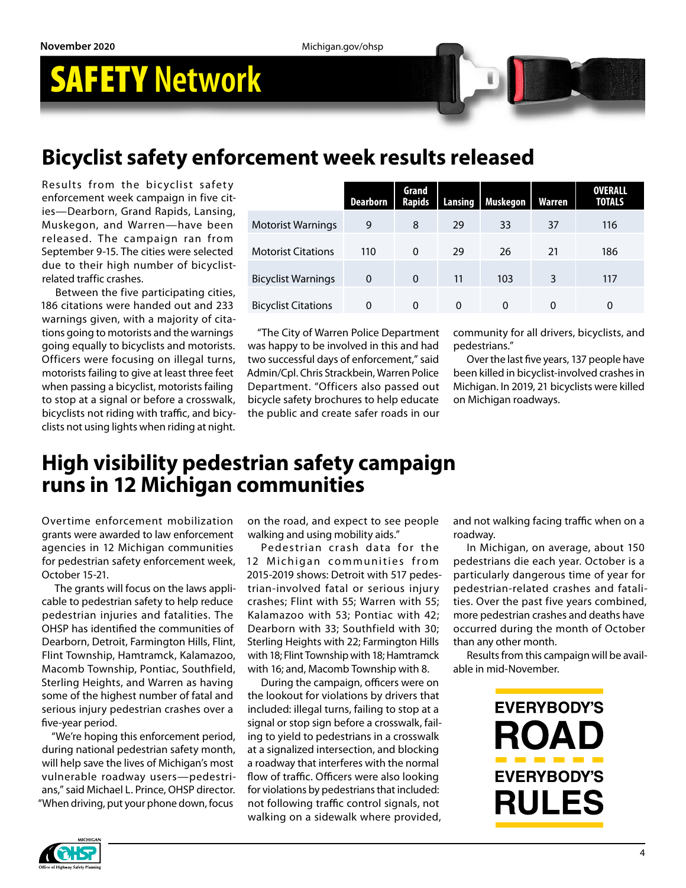# SAFETY Network

## Bicyclist safety enforcement week results released

Results from the bicyclist safety enforcement week campaign in five cities—Dearborn, Grand Rapids, Lansing, Muskegon, and Warren—have been released. The campaign ran from September 9-15. The cities were selected due to their high number of bicyclist-related traffic crashes.

Between the five participating cities, 186 citations were handed out and 233 warnings given, with a majority of citations going to motorists and the warnings going equally to bicyclists and motorists. Officers were focusing on illegal turns, motorists failing to give at least three feet when passing a bicyclist, motorists failing to stop at a signal or before a crosswalk, bicyclists not riding with traffic, and bicyclists not using lights when riding at night.

| | Dearborn | Grand Rapids | Lansing | Muskegon | Warren | OVERALL TOTALS |
|---|---|---|---|---|---|---|
| Motorist Warnings | 9 | 8 | 29 | 33 | 37 | 116 |
| Motorist Citations | 110 | 0 | 29 | 26 | 21 | 186 |
| Bicyclist Warnings | 0 | 0 | 11 | 103 | 3 | 117 |
| Bicyclist Citations | 0 | 0 | 0 | 0 | 0 | 0 |

"The City of Warren Police Department was happy to be involved in this and had two successful days of enforcement," said Admin/Cpl. Chris Strackbein, Warren Police Department. "Officers also passed out bicycle safety brochures to help educate the public and create safer roads in our community for all drivers, bicyclists, and pedestrians."

Over the last five years, 137 people have been killed in bicyclist-involved crashes in Michigan. In 2019, 21 bicyclists were killed on Michigan roadways.

## High visibility pedestrian safety campaign runs in 12 Michigan communities

Overtime enforcement mobilization grants were awarded to law enforcement agencies in 12 Michigan communities for pedestrian safety enforcement week, October 15-21.

The grants will focus on the laws applicable to pedestrian safety to help reduce pedestrian injuries and fatalities. The OHSP has identified the communities of Dearborn, Detroit, Farmington Hills, Flint, Flint Township, Hamtramck, Kalamazoo, Macomb Township, Pontiac, Southfield, Sterling Heights, and Warren as having some of the highest number of fatal and serious injury pedestrian crashes over a five-year period.

"We're hoping this enforcement period, during national pedestrian safety month, will help save the lives of Michigan's most vulnerable roadway users—pedestrians," said Michael L. Prince, OHSP director. "When driving, put your phone down, focus on the road, and expect to see people walking and using mobility aids."

Pedestrian crash data for the 12 Michigan communities from 2015-2019 shows: Detroit with 517 pedestrian-involved fatal or serious injury crashes; Flint with 55; Warren with 55; Kalamazoo with 53; Pontiac with 42; Dearborn with 33; Southfield with 30; Sterling Heights with 22; Farmington Hills with 18; Flint Township with 18; Hamtramck with 16; and, Macomb Township with 8.

During the campaign, officers were on the lookout for violations by drivers that included: illegal turns, failing to stop at a signal or stop sign before a crosswalk, failing to yield to pedestrians in a crosswalk at a signalized intersection, and blocking a roadway that interferes with the normal flow of traffic. Officers were also looking for violations by pedestrians that included: not following traffic control signals, not walking on a sidewalk where provided, and not walking facing traffic when on a roadway.

In Michigan, on average, about 150 pedestrians die each year. October is a particularly dangerous time of year for pedestrian-related crashes and fatalities. Over the past five years combined, more pedestrian crashes and deaths have occurred during the month of October than any other month.

Results from this campaign will be available in mid-November.

EVERYBODY'S ROAD EVERYBODY'S RULES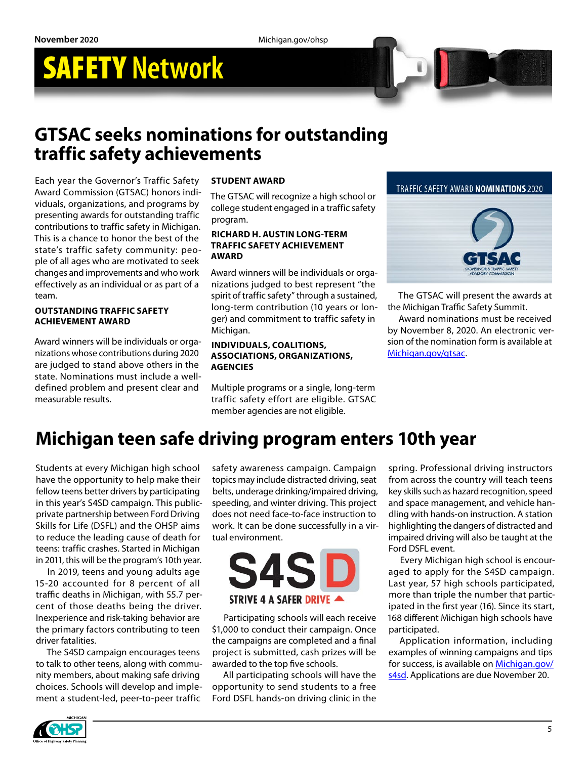# SAFETY Network

## GTSAC seeks nominations for outstanding traffic safety achievements

Each year the Governor's Traffic Safety Award Commission (GTSAC) honors individuals, organizations, and programs by presenting awards for outstanding traffic contributions to traffic safety in Michigan. This is a chance to honor the best of the state's traffic safety community: people of all ages who are motivated to seek changes and improvements and who work effectively as an individual or as part of a team.

### OUTSTANDING TRAFFIC SAFETY ACHIEVEMENT AWARD

Award winners will be individuals or organizations whose contributions during 2020 are judged to stand above others in the state. Nominations must include a well-defined problem and present clear and measurable results.

### STUDENT AWARD

The GTSAC will recognize a high school or college student engaged in a traffic safety program.

### RICHARD H. AUSTIN LONG-TERM TRAFFIC SAFETY ACHIEVEMENT AWARD

Award winners will be individuals or organizations judged to best represent "the spirit of traffic safety" through a sustained, long-term contribution (10 years or longer) and commitment to traffic safety in Michigan.

### INDIVIDUALS, COALITIONS, ASSOCIATIONS, ORGANIZATIONS, AGENCIES

Multiple programs or a single, long-term traffic safety effort are eligible. GTSAC member agencies are not eligible.

TRAFFIC SAFETY AWARD **NOMINATIONS** 2020

GTSAC — Governor's Traffic Safety Advisory Commission

The GTSAC will present the awards at the Michigan Traffic Safety Summit.

Award nominations must be received by November 8, 2020. An electronic version of the nomination form is available at Michigan.gov/gtsac.

## Michigan teen safe driving program enters 10th year

Students at every Michigan high school have the opportunity to help make their fellow teens better drivers by participating in this year's S4SD campaign. This public-private partnership between Ford Driving Skills for Life (DSFL) and the OHSP aims to reduce the leading cause of death for teens: traffic crashes. Started in Michigan in 2011, this will be the program's 10th year.

In 2019, teens and young adults age 15-20 accounted for 8 percent of all traffic deaths in Michigan, with 55.7 percent of those deaths being the driver. Inexperience and risk-taking behavior are the primary factors contributing to teen driver fatalities.

The S4SD campaign encourages teens to talk to other teens, along with community members, about making safe driving choices. Schools will develop and implement a student-led, peer-to-peer traffic safety awareness campaign. Campaign topics may include distracted driving, seat belts, underage drinking/impaired driving, speeding, and winter driving. This project does not need face-to-face instruction to work. It can be done successfully in a virtual environment.

S4SD — STRIVE 4 A SAFER DRIVE

Participating schools will each receive $1,000 to conduct their campaign. Once the campaigns are completed and a final project is submitted, cash prizes will be awarded to the top five schools.

All participating schools will have the opportunity to send students to a free Ford DSFL hands-on driving clinic in the spring. Professional driving instructors from across the country will teach teens key skills such as hazard recognition, speed and space management, and vehicle handling with hands-on instruction. A station highlighting the dangers of distracted and impaired driving will also be taught at the Ford DSFL event.

Every Michigan high school is encouraged to apply for the S4SD campaign. Last year, 57 high schools participated, more than triple the number that participated in the first year (16). Since its start, 168 different Michigan high schools have participated.

Application information, including examples of winning campaigns and tips for success, is available on Michigan.gov/s4sd. Applications are due November 20.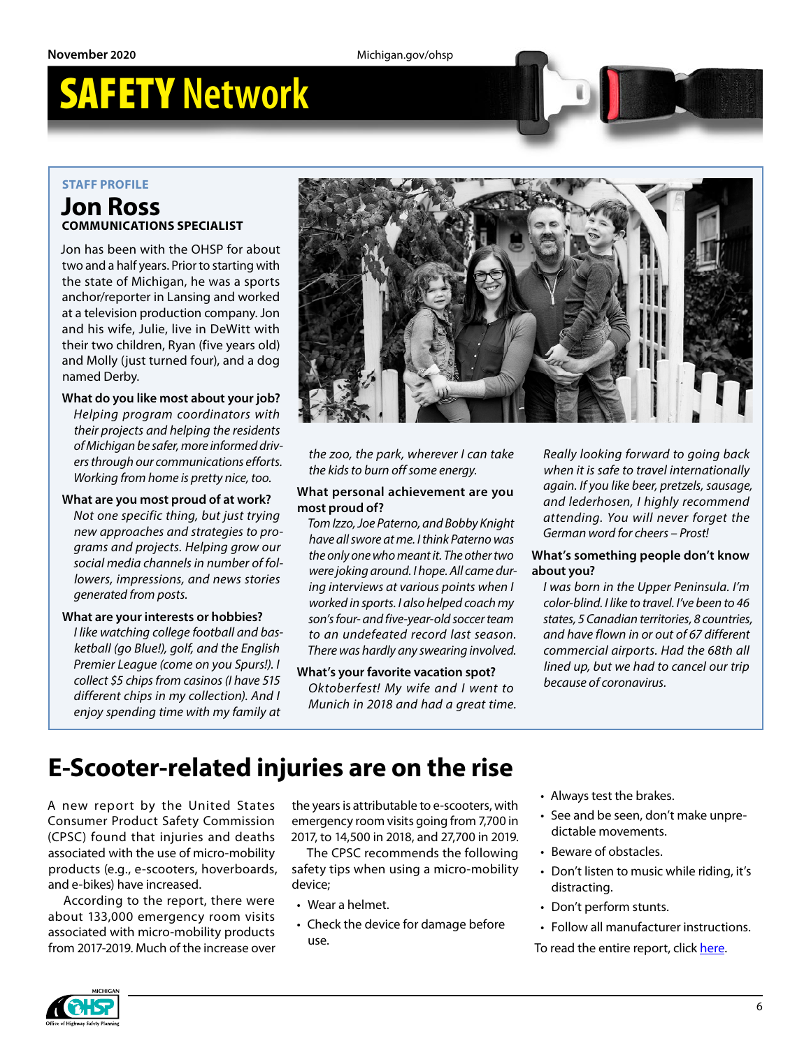**STAFF PROFILE**

## Jon Ross

**COMMUNICATIONS SPECIALIST**

Jon has been with the OHSP for about two and a half years. Prior to starting with the state of Michigan, he was a sports anchor/reporter in Lansing and worked at a television production company. Jon and his wife, Julie, live in DeWitt with their two children, Ryan (five years old) and Molly (just turned four), and a dog named Derby.

**What do you like most about your job?**
*Helping program coordinators with their projects and helping the residents of Michigan be safer, more informed drivers through our communications efforts. Working from home is pretty nice, too.*

**What are you most proud of at work?**
*Not one specific thing, but just trying new approaches and strategies to programs and projects. Helping grow our social media channels in number of followers, impressions, and news stories generated from posts.*

**What are your interests or hobbies?**
*I like watching college football and basketball (go Blue!), golf, and the English Premier League (come on you Spurs!). I collect $5 chips from casinos (I have 515 different chips in my collection). And I enjoy spending time with my family at the zoo, the park, wherever I can take the kids to burn off some energy.*

**What personal achievement are you most proud of?**
*Tom Izzo, Joe Paterno, and Bobby Knight have all swore at me. I think Paterno was the only one who meant it. The other two were joking around. I hope. All came during interviews at various points when I worked in sports. I also helped coach my son's four- and five-year-old soccer team to an undefeated record last season. There was hardly any swearing involved.*

**What's your favorite vacation spot?**
*Oktoberfest! My wife and I went to Munich in 2018 and had a great time. Really looking forward to going back when it is safe to travel internationally again. If you like beer, pretzels, sausage, and lederhosen, I highly recommend attending. You will never forget the German word for cheers – Prost!*

**What's something people don't know about you?**
*I was born in the Upper Peninsula. I'm color-blind. I like to travel. I've been to 46 states, 5 Canadian territories, 8 countries, and have flown in or out of 67 different commercial airports. Had the 68th all lined up, but we had to cancel our trip because of coronavirus.*

# E-Scooter-related injuries are on the rise

A new report by the United States Consumer Product Safety Commission (CPSC) found that injuries and deaths associated with the use of micro-mobility products (e.g., e-scooters, hoverboards, and e-bikes) have increased.

According to the report, there were about 133,000 emergency room visits associated with micro-mobility products from 2017-2019. Much of the increase over the years is attributable to e-scooters, with emergency room visits going from 7,700 in 2017, to 14,500 in 2018, and 27,700 in 2019.

The CPSC recommends the following safety tips when using a micro-mobility device;

- Wear a helmet.
- Check the device for damage before use.
- Always test the brakes.
- See and be seen, don't make unpredictable movements.
- Beware of obstacles.
- Don't listen to music while riding, it's distracting.
- Don't perform stunts.
- Follow all manufacturer instructions.

To read the entire report, click here.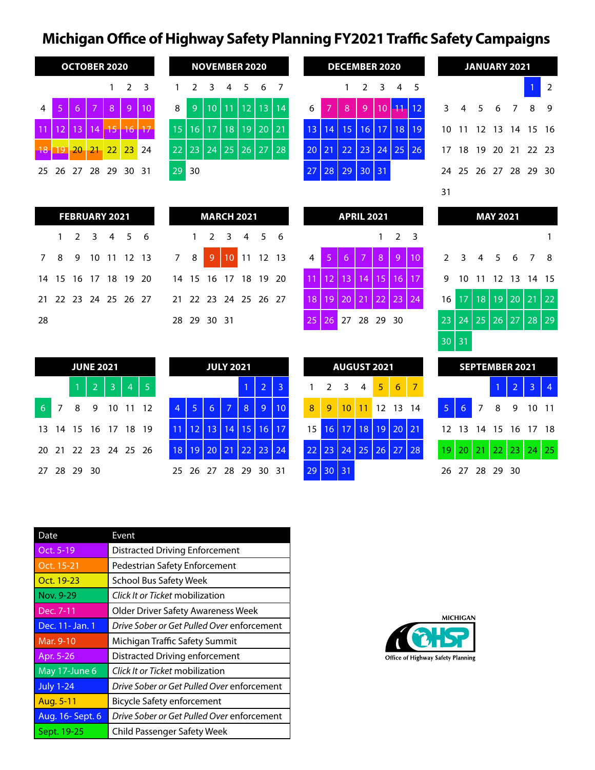# Michigan Office of Highway Safety Planning FY2021 Traffic Safety Campaigns

**OCTOBER 2020**

| | | | | | | |
|---|---|---|---|---|---|---|
| | | | 1 | 2 | 3 | |
| 4 | 5 | 6 | 7 | 8 | 9 | 10 |
| 11 | 12 | 13 | 14 | 15 | 16 | 17 |
| 18 | 19 | 20 | 21 | 22 | 23 | 24 |
| 25 | 26 | 27 | 28 | 29 | 30 | 31 |

**NOVEMBER 2020**

| | | | | | | |
|---|---|---|---|---|---|---|
| 1 | 2 | 3 | 4 | 5 | 6 | 7 |
| 8 | 9 | 10 | 11 | 12 | 13 | 14 |
| 15 | 16 | 17 | 18 | 19 | 20 | 21 |
| 22 | 23 | 24 | 25 | 26 | 27 | 28 |
| 29 | 30 | | | | | |

**DECEMBER 2020**

| | | | | | | |
|---|---|---|---|---|---|---|
| | | 1 | 2 | 3 | 4 | 5 |
| 6 | 7 | 8 | 9 | 10 | 11 | 12 |
| 13 | 14 | 15 | 16 | 17 | 18 | 19 |
| 20 | 21 | 22 | 23 | 24 | 25 | 26 |
| 27 | 28 | 29 | 30 | 31 | | |

**JANUARY 2021**

| | | | | | | |
|---|---|---|---|---|---|---|
| | | | | | 1 | 2 |
| 3 | 4 | 5 | 6 | 7 | 8 | 9 |
| 10 | 11 | 12 | 13 | 14 | 15 | 16 |
| 17 | 18 | 19 | 20 | 21 | 22 | 23 |
| 24 | 25 | 26 | 27 | 28 | 29 | 30 |
| 31 | | | | | | |

**FEBRUARY 2021**

| | | | | | | |
|---|---|---|---|---|---|---|
| | 1 | 2 | 3 | 4 | 5 | 6 |
| 7 | 8 | 9 | 10 | 11 | 12 | 13 |
| 14 | 15 | 16 | 17 | 18 | 19 | 20 |
| 21 | 22 | 23 | 24 | 25 | 26 | 27 |
| 28 | | | | | | |

**MARCH 2021**

| | | | | | | |
|---|---|---|---|---|---|---|
| | 1 | 2 | 3 | 4 | 5 | 6 |
| 7 | 8 | 9 | 10 | 11 | 12 | 13 |
| 14 | 15 | 16 | 17 | 18 | 19 | 20 |
| 21 | 22 | 23 | 24 | 25 | 26 | 27 |
| 28 | 29 | 30 | 31 | | | |

**APRIL 2021**

| | | | | | | |
|---|---|---|---|---|---|---|
| | | | | 1 | 2 | 3 |
| 4 | 5 | 6 | 7 | 8 | 9 | 10 |
| 11 | 12 | 13 | 14 | 15 | 16 | 17 |
| 18 | 19 | 20 | 21 | 22 | 23 | 24 |
| 25 | 26 | 27 | 28 | 29 | 30 | |

**MAY 2021**

| | | | | | | |
|---|---|---|---|---|---|---|
| | | | | | | 1 |
| 2 | 3 | 4 | 5 | 6 | 7 | 8 |
| 9 | 10 | 11 | 12 | 13 | 14 | 15 |
| 16 | 17 | 18 | 19 | 20 | 21 | 22 |
| 23 | 24 | 25 | 26 | 27 | 28 | 29 |
| 30 | 31 | | | | | |

**JUNE 2021**

| | | | | | | |
|---|---|---|---|---|---|---|
| | | 1 | 2 | 3 | 4 | 5 |
| 6 | 7 | 8 | 9 | 10 | 11 | 12 |
| 13 | 14 | 15 | 16 | 17 | 18 | 19 |
| 20 | 21 | 22 | 23 | 24 | 25 | 26 |
| 27 | 28 | 29 | 30 | | | |

**JULY 2021**

| | | | | | | |
|---|---|---|---|---|---|---|
| | | | | 1 | 2 | 3 |
| 4 | 5 | 6 | 7 | 8 | 9 | 10 |
| 11 | 12 | 13 | 14 | 15 | 16 | 17 |
| 18 | 19 | 20 | 21 | 22 | 23 | 24 |
| 25 | 26 | 27 | 28 | 29 | 30 | 31 |

**AUGUST 2021**

| | | | | | | |
|---|---|---|---|---|---|---|
| 1 | 2 | 3 | 4 | 5 | 6 | 7 |
| 8 | 9 | 10 | 11 | 12 | 13 | 14 |
| 15 | 16 | 17 | 18 | 19 | 20 | 21 |
| 22 | 23 | 24 | 25 | 26 | 27 | 28 |
| 29 | 30 | 31 | | | | |

**SEPTEMBER 2021**

| | | | | | | |
|---|---|---|---|---|---|---|
| | | | 1 | 2 | 3 | 4 |
| 5 | 6 | 7 | 8 | 9 | 10 | 11 |
| 12 | 13 | 14 | 15 | 16 | 17 | 18 |
| 19 | 20 | 21 | 22 | 23 | 24 | 25 |
| 26 | 27 | 28 | 29 | 30 | | |

| Date | Event |
|---|---|
| Oct. 5-19 | Distracted Driving Enforcement |
| Oct. 15-21 | Pedestrian Safety Enforcement |
| Oct. 19-23 | School Bus Safety Week |
| Nov. 9-29 | *Click It or Ticket* mobilization |
| Dec. 7-11 | Older Driver Safety Awareness Week |
| Dec. 11- Jan. 1 | *Drive Sober or Get Pulled Over* enforcement |
| Mar. 9-10 | Michigan Traffic Safety Summit |
| Apr. 5-26 | Distracted Driving enforcement |
| May 17-June 6 | *Click It or Ticket* mobilization |
| July 1-24 | *Drive Sober or Get Pulled Over* enforcement |
| Aug. 5-11 | Bicycle Safety enforcement |
| Aug. 16- Sept. 6 | *Drive Sober or Get Pulled Over* enforcement |
| Sept. 19-25 | Child Passenger Safety Week |

MICHIGAN OHSP
Office of Highway Safety Planning